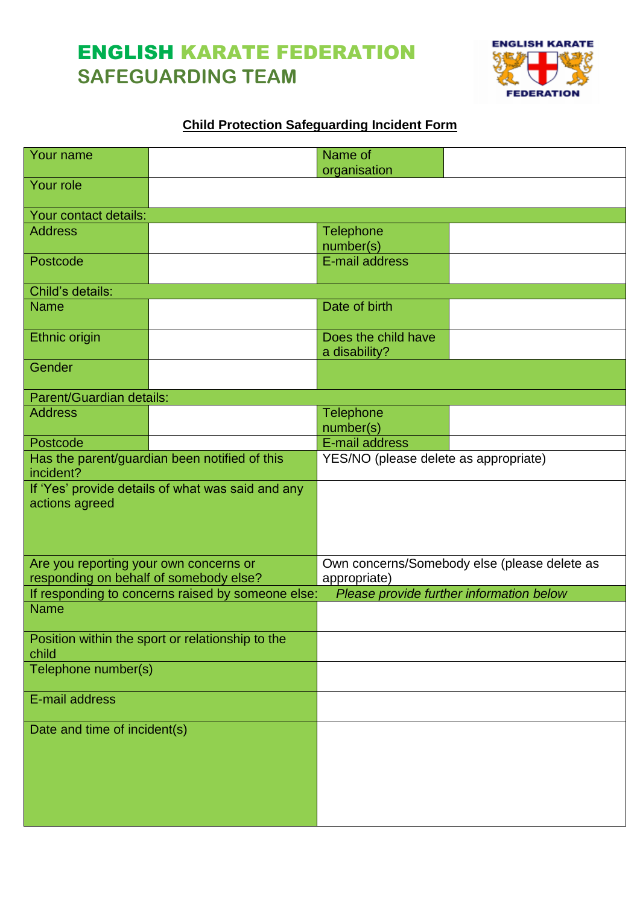# ENGLISH KARATE FEDERATION
## SAFEGUARDING TEAM

**Child Protection Safeguarding Incident Form**

| | | | |
|---|---|---|---|
| Your name | | Name of organisation | |
| Your role | | | |
| **Your contact details:** | | | |
| Address | | Telephone number(s) | |
| Postcode | | E-mail address | |
| **Child's details:** | | | |
| Name | | Date of birth | |
| Ethnic origin | | Does the child have a disability? | |
| Gender | | | |
| **Parent/Guardian details:** | | | |
| Address | | Telephone number(s) | |
| Postcode | | E-mail address | |
| Has the parent/guardian been notified of this incident? | | YES/NO (please delete as appropriate) | |
| If 'Yes' provide details of what was said and any actions agreed | | | |
| Are you reporting your own concerns or responding on behalf of somebody else? | | Own concerns/Somebody else (please delete as appropriate) | |
| If responding to concerns raised by someone else: | | *Please provide further information below* | |
| Name | | | |
| Position within the sport or relationship to the child | | | |
| Telephone number(s) | | | |
| E-mail address | | | |
| Date and time of incident(s) | | | |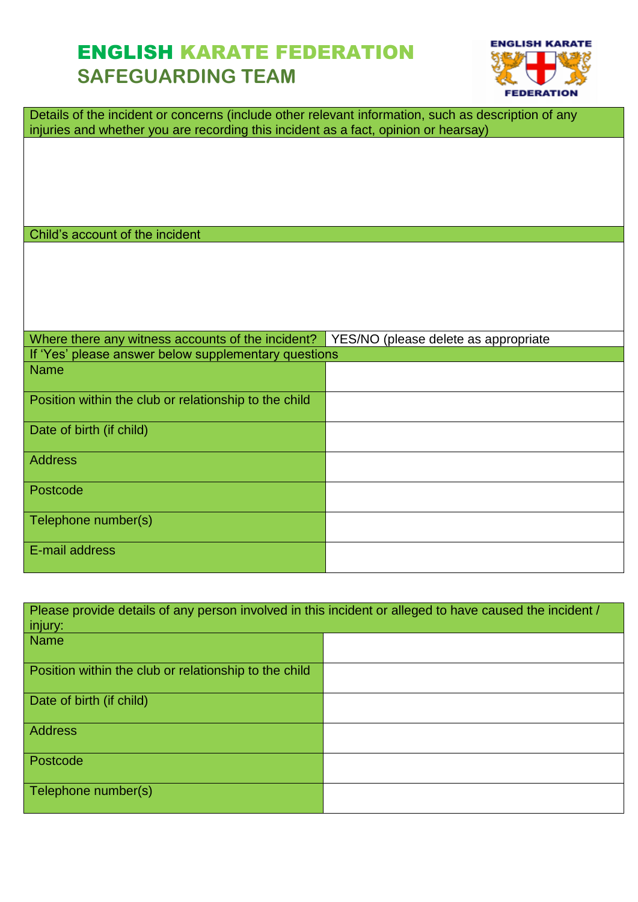# ENGLISH KARATE FEDERATION
## SAFEGUARDING TEAM

| Details of the incident or concerns (include other relevant information, such as description of any injuries and whether you are recording this incident as a fact, opinion or hearsay) | |
|---|---|
| | |
| **Child's account of the incident** | |
| | |
| Where there any witness accounts of the incident? | YES/NO (please delete as appropriate |
| If 'Yes' please answer below supplementary questions | |
| Name | |
| Position within the club or relationship to the child | |
| Date of birth (if child) | |
| Address | |
| Postcode | |
| Telephone number(s) | |
| E-mail address | |

| Please provide details of any person involved in this incident or alleged to have caused the incident / injury: | |
|---|---|
| Name | |
| Position within the club or relationship to the child | |
| Date of birth (if child) | |
| Address | |
| Postcode | |
| Telephone number(s) | |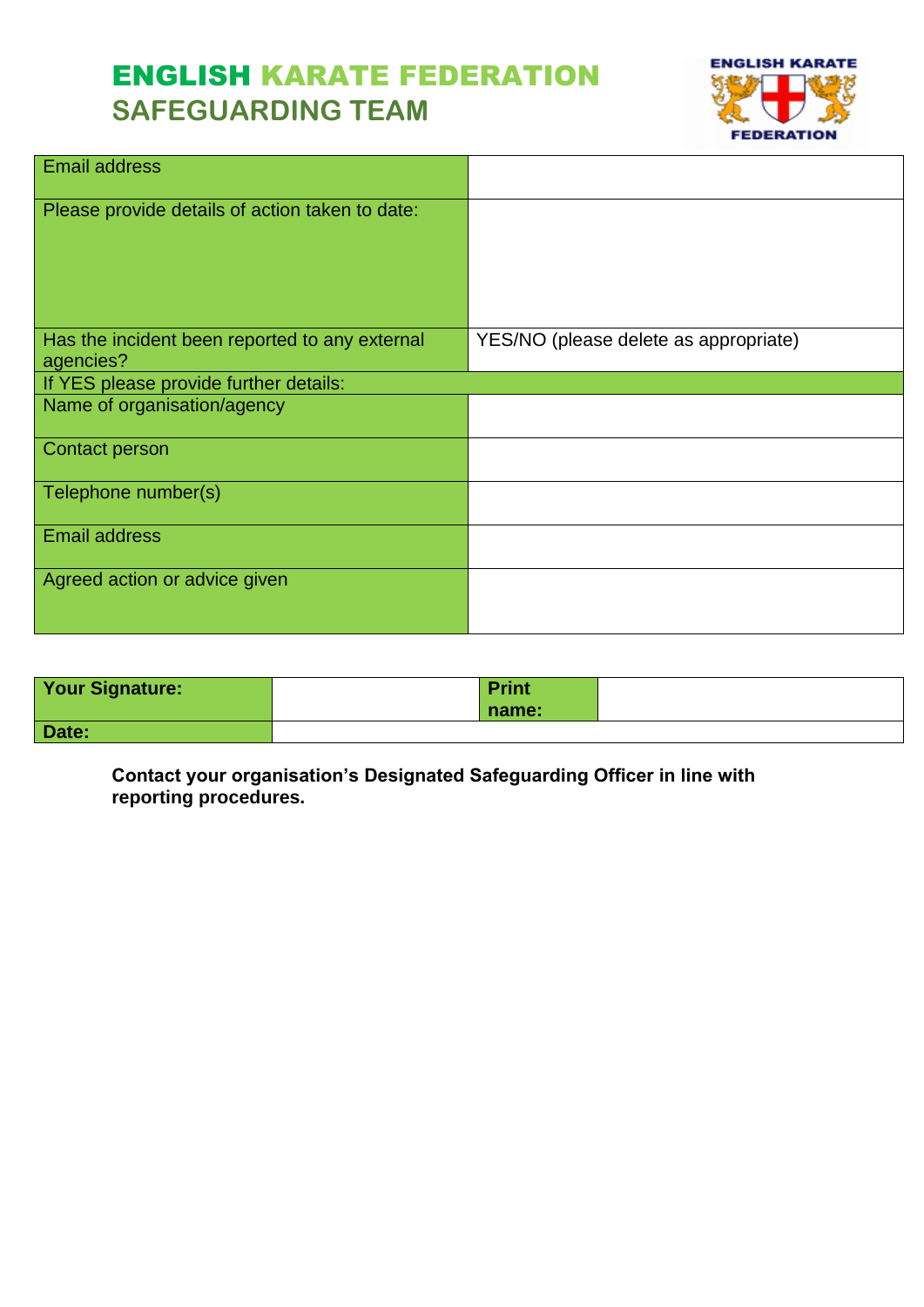# ENGLISH KARATE FEDERATION
## SAFEGUARDING TEAM

| | |
|---|---|
| Email address | |
| Please provide details of action taken to date: | |
| Has the incident been reported to any external agencies? | YES/NO (please delete as appropriate) |
| If YES please provide further details: | |
| Name of organisation/agency | |
| Contact person | |
| Telephone number(s) | |
| Email address | |
| Agreed action or advice given | |

| | | | |
|---|---|---|---|
| **Your Signature:** | | **Print name:** | |
| **Date:** | | | |

**Contact your organisation's Designated Safeguarding Officer in line with reporting procedures.**